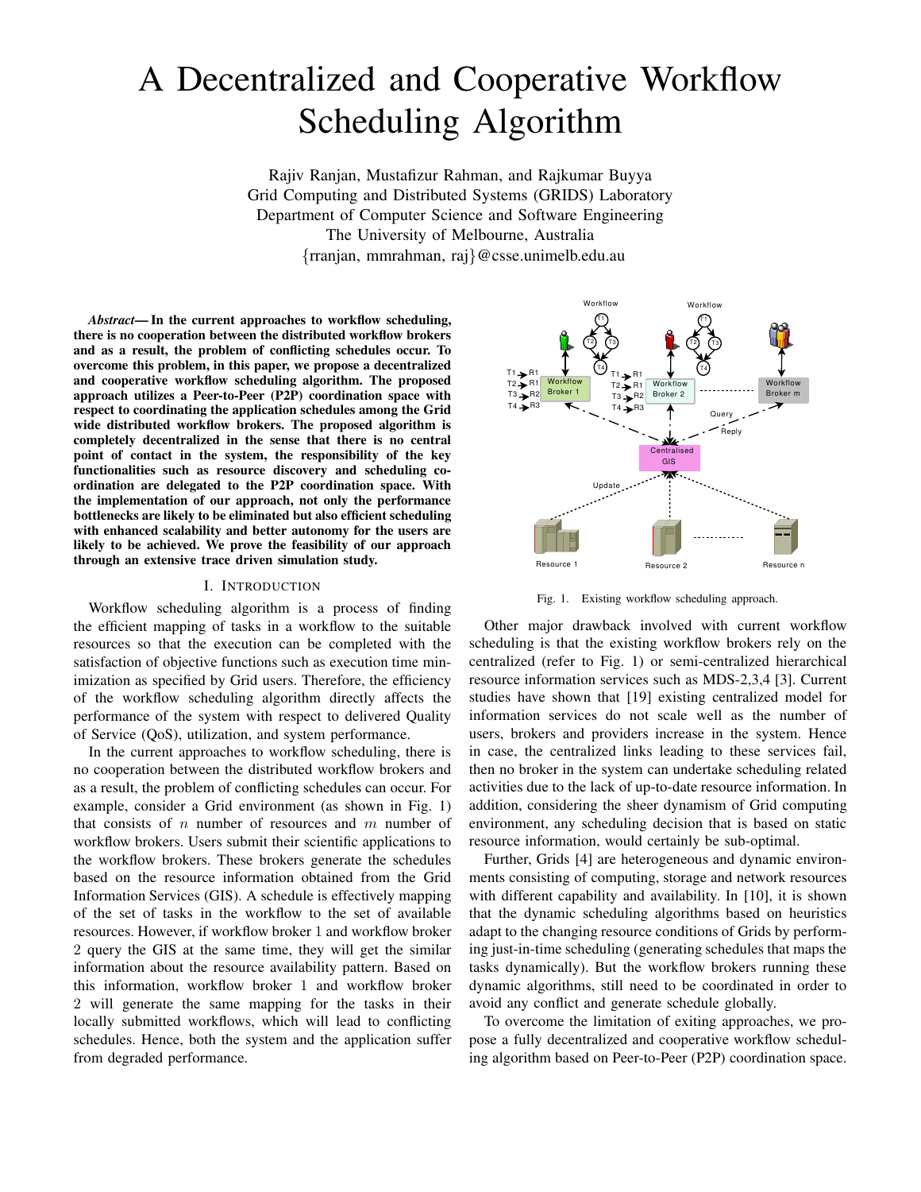# A Decentralized and Cooperative Workflow Scheduling Algorithm

Rajiv Ranjan, Mustafizur Rahman, and Rajkumar Buyya
Grid Computing and Distributed Systems (GRIDS) Laboratory
Department of Computer Science and Software Engineering
The University of Melbourne, Australia
{rranjan, mmrahman, raj}@csse.unimelb.edu.au

***Abstract*— In the current approaches to workflow scheduling, there is no cooperation between the distributed workflow brokers and as a result, the problem of conflicting schedules occur. To overcome this problem, in this paper, we propose a decentralized and cooperative workflow scheduling algorithm. The proposed approach utilizes a Peer-to-Peer (P2P) coordination space with respect to coordinating the application schedules among the Grid wide distributed workflow brokers. The proposed algorithm is completely decentralized in the sense that there is no central point of contact in the system, the responsibility of the key functionalities such as resource discovery and scheduling coordination are delegated to the P2P coordination space. With the implementation of our approach, not only the performance bottlenecks are likely to be eliminated but also efficient scheduling with enhanced scalability and better autonomy for the users are likely to be achieved. We prove the feasibility of our approach through an extensive trace driven simulation study.**

## I. Introduction

Workflow scheduling algorithm is a process of finding the efficient mapping of tasks in a workflow to the suitable resources so that the execution can be completed with the satisfaction of objective functions such as execution time minimization as specified by Grid users. Therefore, the efficiency of the workflow scheduling algorithm directly affects the performance of the system with respect to delivered Quality of Service (QoS), utilization, and system performance.

In the current approaches to workflow scheduling, there is no cooperation between the distributed workflow brokers and as a result, the problem of conflicting schedules can occur. For example, consider a Grid environment (as shown in Fig. 1) that consists of $n$ number of resources and $m$ number of workflow brokers. Users submit their scientific applications to the workflow brokers. These brokers generate the schedules based on the resource information obtained from the Grid Information Services (GIS). A schedule is effectively mapping of the set of tasks in the workflow to the set of available resources. However, if workflow broker 1 and workflow broker 2 query the GIS at the same time, they will get the similar information about the resource availability pattern. Based on this information, workflow broker 1 and workflow broker 2 will generate the same mapping for the tasks in their locally submitted workflows, which will lead to conflicting schedules. Hence, both the system and the application suffer from degraded performance.

Fig. 1. Existing workflow scheduling approach.

Other major drawback involved with current workflow scheduling is that the existing workflow brokers rely on the centralized (refer to Fig. 1) or semi-centralized hierarchical resource information services such as MDS-2,3,4 [3]. Current studies have shown that [19] existing centralized model for information services do not scale well as the number of users, brokers and providers increase in the system. Hence in case, the centralized links leading to these services fail, then no broker in the system can undertake scheduling related activities due to the lack of up-to-date resource information. In addition, considering the sheer dynamism of Grid computing environment, any scheduling decision that is based on static resource information, would certainly be sub-optimal.

Further, Grids [4] are heterogeneous and dynamic environments consisting of computing, storage and network resources with different capability and availability. In [10], it is shown that the dynamic scheduling algorithms based on heuristics adapt to the changing resource conditions of Grids by performing just-in-time scheduling (generating schedules that maps the tasks dynamically). But the workflow brokers running these dynamic algorithms, still need to be coordinated in order to avoid any conflict and generate schedule globally.

To overcome the limitation of exiting approaches, we propose a fully decentralized and cooperative workflow scheduling algorithm based on Peer-to-Peer (P2P) coordination space.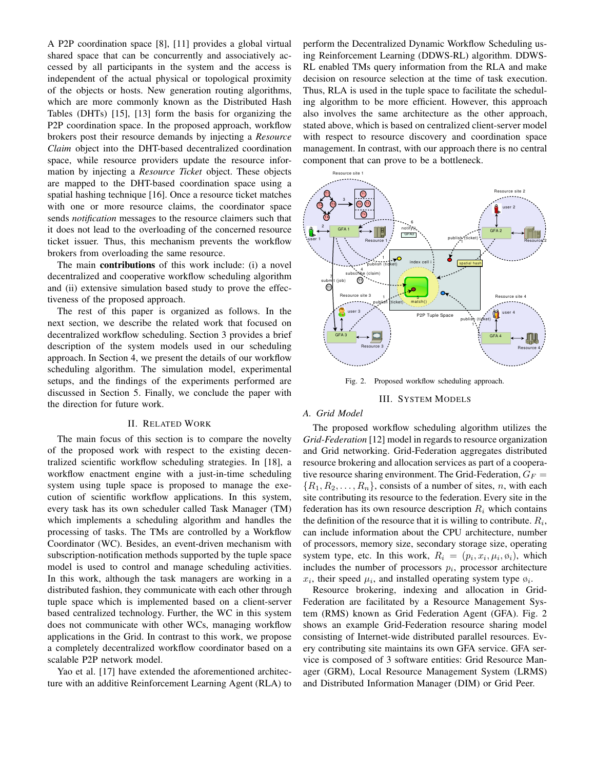A P2P coordination space [8], [11] provides a global virtual shared space that can be concurrently and associatively accessed by all participants in the system and the access is independent of the actual physical or topological proximity of the objects or hosts. New generation routing algorithms, which are more commonly known as the Distributed Hash Tables (DHTs) [15], [13] form the basis for organizing the P2P coordination space. In the proposed approach, workflow brokers post their resource demands by injecting a *Resource Claim* object into the DHT-based decentralized coordination space, while resource providers update the resource information by injecting a *Resource Ticket* object. These objects are mapped to the DHT-based coordination space using a spatial hashing technique [16]. Once a resource ticket matches with one or more resource claims, the coordinator space sends *notification* messages to the resource claimers such that it does not lead to the overloading of the concerned resource ticket issuer. Thus, this mechanism prevents the workflow brokers from overloading the same resource.

The main **contributions** of this work include: (i) a novel decentralized and cooperative workflow scheduling algorithm and (ii) extensive simulation based study to prove the effectiveness of the proposed approach.

The rest of this paper is organized as follows. In the next section, we describe the related work that focused on decentralized workflow scheduling. Section 3 provides a brief description of the system models used in our scheduling approach. In Section 4, we present the details of our workflow scheduling algorithm. The simulation model, experimental setups, and the findings of the experiments performed are discussed in Section 5. Finally, we conclude the paper with the direction for future work.

## II. Related Work

The main focus of this section is to compare the novelty of the proposed work with respect to the existing decentralized scientific workflow scheduling strategies. In [18], a workflow enactment engine with a just-in-time scheduling system using tuple space is proposed to manage the execution of scientific workflow applications. In this system, every task has its own scheduler called Task Manager (TM) which implements a scheduling algorithm and handles the processing of tasks. The TMs are controlled by a Workflow Coordinator (WC). Besides, an event-driven mechanism with subscription-notification methods supported by the tuple space model is used to control and manage scheduling activities. In this work, although the task managers are working in a distributed fashion, they communicate with each other through tuple space which is implemented based on a client-server based centralized technology. Further, the WC in this system does not communicate with other WCs, managing workflow applications in the Grid. In contrast to this work, we propose a completely decentralized workflow coordinator based on a scalable P2P network model.

Yao et al. [17] have extended the aforementioned architecture with an additive Reinforcement Learning Agent (RLA) to perform the Decentralized Dynamic Workflow Scheduling using Reinforcement Learning (DDWS-RL) algorithm. DDWS-RL enabled TMs query information from the RLA and make decision on resource selection at the time of task execution. Thus, RLA is used in the tuple space to facilitate the scheduling algorithm to be more efficient. However, this approach also involves the same architecture as the other approach, stated above, which is based on centralized client-server model with respect to resource discovery and coordination space management. In contrast, with our approach there is no central component that can prove to be a bottleneck.

Fig. 2. Proposed workflow scheduling approach.

## III. System Models

### A. Grid Model

The proposed workflow scheduling algorithm utilizes the *Grid-Federation* [12] model in regards to resource organization and Grid networking. Grid-Federation aggregates distributed resource brokering and allocation services as part of a cooperative resource sharing environment. The Grid-Federation, $G_F = \{R_1, R_2, \ldots, R_n\}$, consists of a number of sites, $n$, with each site contributing its resource to the federation. Every site in the federation has its own resource description $R_i$ which contains the definition of the resource that it is willing to contribute. $R_i$, can include information about the CPU architecture, number of processors, memory size, secondary storage size, operating system type, etc. In this work, $R_i = (p_i, x_i, \mu_i, \phi_i)$, which includes the number of processors $p_i$, processor architecture $x_i$, their speed $\mu_i$, and installed operating system type $\phi_i$.

Resource brokering, indexing and allocation in Grid-Federation are facilitated by a Resource Management System (RMS) known as Grid Federation Agent (GFA). Fig. 2 shows an example Grid-Federation resource sharing model consisting of Internet-wide distributed parallel resources. Every contributing site maintains its own GFA service. GFA service is composed of 3 software entities: Grid Resource Manager (GRM), Local Resource Management System (LRMS) and Distributed Information Manager (DIM) or Grid Peer.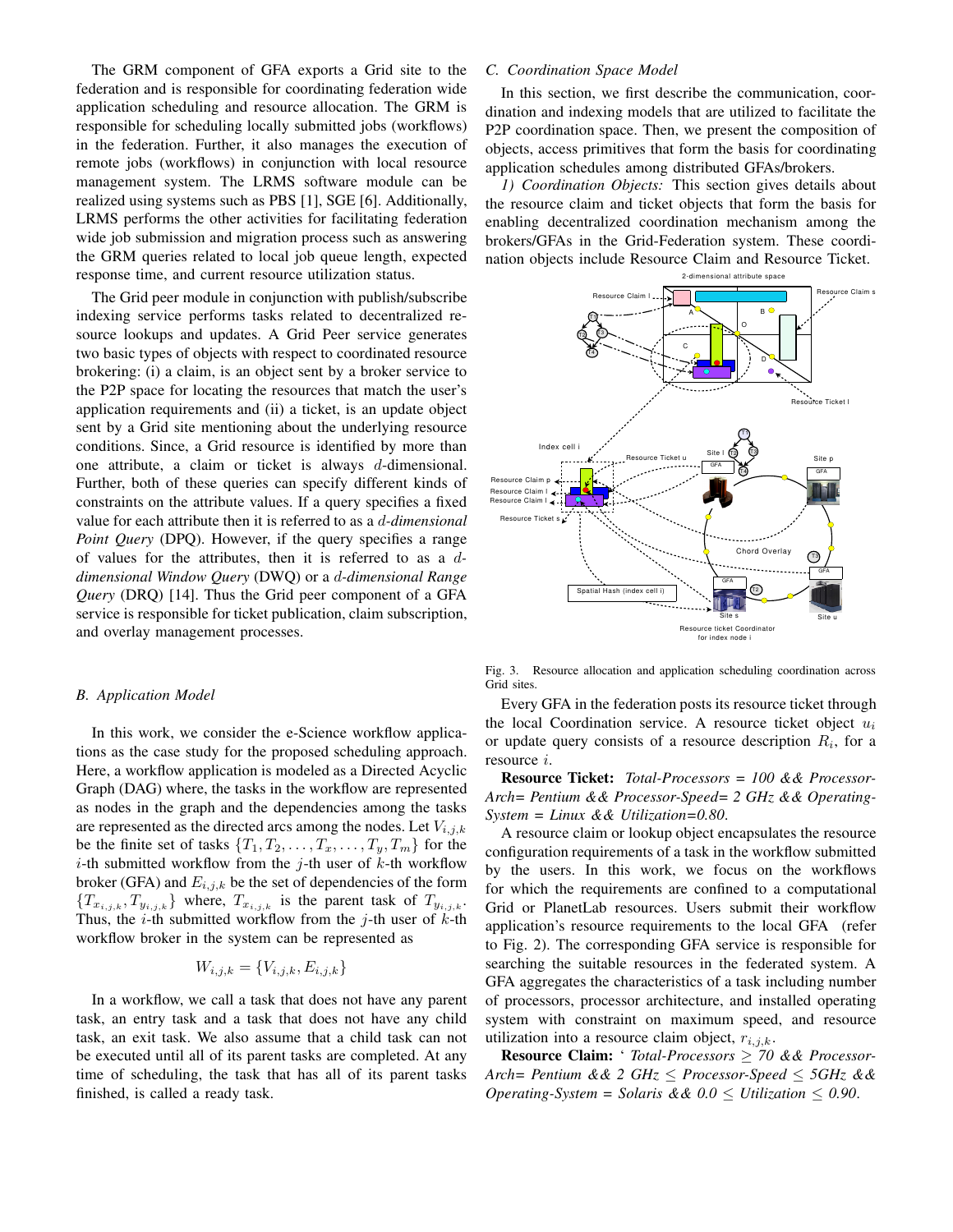The GRM component of GFA exports a Grid site to the federation and is responsible for coordinating federation wide application scheduling and resource allocation. The GRM is responsible for scheduling locally submitted jobs (workflows) in the federation. Further, it also manages the execution of remote jobs (workflows) in conjunction with local resource management system. The LRMS software module can be realized using systems such as PBS [1], SGE [6]. Additionally, LRMS performs the other activities for facilitating federation wide job submission and migration process such as answering the GRM queries related to local job queue length, expected response time, and current resource utilization status.

The Grid peer module in conjunction with publish/subscribe indexing service performs tasks related to decentralized resource lookups and updates. A Grid Peer service generates two basic types of objects with respect to coordinated resource brokering: (i) a claim, is an object sent by a broker service to the P2P space for locating the resources that match the user's application requirements and (ii) a ticket, is an update object sent by a Grid site mentioning about the underlying resource conditions. Since, a Grid resource is identified by more than one attribute, a claim or ticket is always $d$-dimensional. Further, both of these queries can specify different kinds of constraints on the attribute values. If a query specifies a fixed value for each attribute then it is referred to as a $d$-*dimensional Point Query* (DPQ). However, if the query specifies a range of values for the attributes, then it is referred to as a $d$-*dimensional Window Query* (DWQ) or a $d$-*dimensional Range Query* (DRQ) [14]. Thus the Grid peer component of a GFA service is responsible for ticket publication, claim subscription, and overlay management processes.

### B. Application Model

In this work, we consider the e-Science workflow applications as the case study for the proposed scheduling approach. Here, a workflow application is modeled as a Directed Acyclic Graph (DAG) where, the tasks in the workflow are represented as nodes in the graph and the dependencies among the tasks are represented as the directed arcs among the nodes. Let $V_{i,j,k}$ be the finite set of tasks $\{T_1, T_2, \ldots, T_x, \ldots, T_y, T_m\}$ for the $i$-th submitted workflow from the $j$-th user of $k$-th workflow broker (GFA) and $E_{i,j,k}$ be the set of dependencies of the form $\{T_{x_{i,j,k}}, T_{y_{i,j,k}}\}$ where, $T_{x_{i,j,k}}$ is the parent task of $T_{y_{i,j,k}}$. Thus, the $i$-th submitted workflow from the $j$-th user of $k$-th workflow broker in the system can be represented as

$$W_{i,j,k} = \{V_{i,j,k}, E_{i,j,k}\}$$

In a workflow, we call a task that does not have any parent task, an entry task and a task that does not have any child task, an exit task. We also assume that a child task can not be executed until all of its parent tasks are completed. At any time of scheduling, the task that has all of its parent tasks finished, is called a ready task.

### C. Coordination Space Model

In this section, we first describe the communication, coordination and indexing models that are utilized to facilitate the P2P coordination space. Then, we present the composition of objects, access primitives that form the basis for coordinating application schedules among distributed GFAs/brokers.

*1) Coordination Objects:* This section gives details about the resource claim and ticket objects that form the basis for enabling decentralized coordination mechanism among the brokers/GFAs in the Grid-Federation system. These coordination objects include Resource Claim and Resource Ticket.

Fig. 3. Resource allocation and application scheduling coordination across Grid sites.

Every GFA in the federation posts its resource ticket through the local Coordination service. A resource ticket object $u_i$ or update query consists of a resource description $R_i$, for a resource $i$.

**Resource Ticket:** *Total-Processors = 100 && Processor-Arch= Pentium && Processor-Speed= 2 GHz && Operating-System = Linux && Utilization=0.80*.

A resource claim or lookup object encapsulates the resource configuration requirements of a task in the workflow submitted by the users. In this work, we focus on the workflows for which the requirements are confined to a computational Grid or PlanetLab resources. Users submit their workflow application's resource requirements to the local GFA (refer to Fig. 2). The corresponding GFA service is responsible for searching the suitable resources in the federated system. A GFA aggregates the characteristics of a task including number of processors, processor architecture, and installed operating system with constraint on maximum speed, and resource utilization into a resource claim object, $r_{i,j,k}$.

**Resource Claim:** ' *Total-Processors* $\geq$ *70 && Processor-Arch= Pentium && 2 GHz* $\leq$ *Processor-Speed* $\leq$ *5GHz && Operating-System = Solaris && 0.0* $\leq$ *Utilization* $\leq$ *0.90*.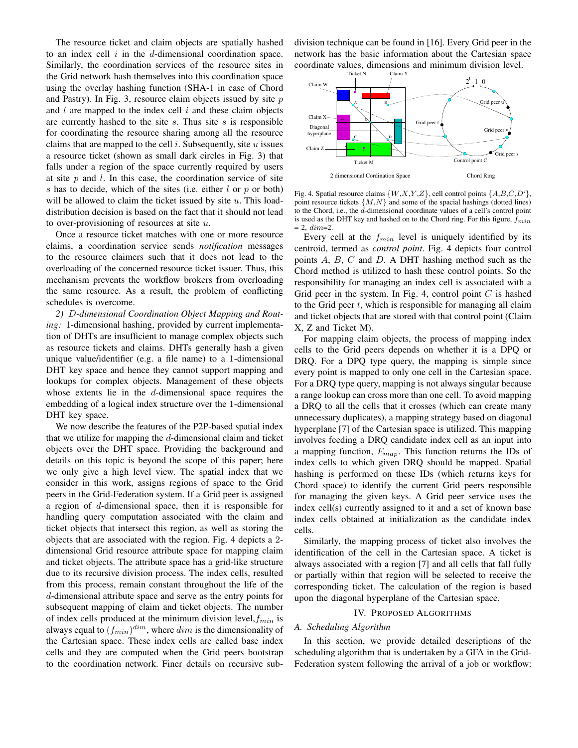The resource ticket and claim objects are spatially hashed to an index cell $i$ in the $d$-dimensional coordination space. Similarly, the coordination services of the resource sites in the Grid network hash themselves into this coordination space using the overlay hashing function (SHA-1 in case of Chord and Pastry). In Fig. 3, resource claim objects issued by site $p$ and $l$ are mapped to the index cell $i$ and these claim objects are currently hashed to the site $s$. Thus site $s$ is responsible for coordinating the resource sharing among all the resource claims that are mapped to the cell $i$. Subsequently, site $u$ issues a resource ticket (shown as small dark circles in Fig. 3) that falls under a region of the space currently required by users at site $p$ and $l$. In this case, the coordination service of site $s$ has to decide, which of the sites (i.e. either $l$ or $p$ or both) will be allowed to claim the ticket issued by site $u$. This load-distribution decision is based on the fact that it should not lead to over-provisioning of resources at site $u$.

Once a resource ticket matches with one or more resource claims, a coordination service sends *notification* messages to the resource claimers such that it does not lead to the overloading of the concerned resource ticket issuer. Thus, this mechanism prevents the workflow brokers from overloading the same resource. As a result, the problem of conflicting schedules is overcome.

*2) D-dimensional Coordination Object Mapping and Routing:* 1-dimensional hashing, provided by current implementation of DHTs are insufficient to manage complex objects such as resource tickets and claims. DHTs generally hash a given unique value/identifier (e.g. a file name) to a 1-dimensional DHT key space and hence they cannot support mapping and lookups for complex objects. Management of these objects whose extents lie in the $d$-dimensional space requires the embedding of a logical index structure over the 1-dimensional DHT key space.

We now describe the features of the P2P-based spatial index that we utilize for mapping the $d$-dimensional claim and ticket objects over the DHT space. Providing the background and details on this topic is beyond the scope of this paper; here we only give a high level view. The spatial index that we consider in this work, assigns regions of space to the Grid peers in the Grid-Federation system. If a Grid peer is assigned a region of $d$-dimensional space, then it is responsible for handling query computation associated with the claim and ticket objects that intersect this region, as well as storing the objects that are associated with the region. Fig. 4 depicts a 2-dimensional Grid resource attribute space for mapping claim and ticket objects. The attribute space has a grid-like structure due to its recursive division process. The index cells, resulted from this process, remain constant throughout the life of the $d$-dimensional attribute space and serve as the entry points for subsequent mapping of claim and ticket objects. The number of index cells produced at the minimum division level, $f_{min}$ is always equal to $(f_{min})^{dim}$, where $dim$ is the dimensionality of the Cartesian space. These index cells are called base index cells and they are computed when the Grid peers bootstrap to the coordination network. Finer details on recursive subdivision technique can be found in [16]. Every Grid peer in the network has the basic information about the Cartesian space coordinate values, dimensions and minimum division level.

Fig. 4. Spatial resource claims $\{W, X, Y, Z\}$, cell control points $\{A, B, C, D\}$, point resource tickets $\{M, N\}$ and some of the spacial hashings (dotted lines) to the Chord, i.e., the $d$-dimensional coordinate values of a cell's control point is used as the DHT key and hashed on to the Chord ring. For this figure, $f_{min}$ = 2, $dim$=2.

Every cell at the $f_{min}$ level is uniquely identified by its centroid, termed as *control point*. Fig. 4 depicts four control points $A$, $B$, $C$ and $D$. A DHT hashing method such as the Chord method is utilized to hash these control points. So the responsibility for managing an index cell is associated with a Grid peer in the system. In Fig. 4, control point $C$ is hashed to the Grid peer $t$, which is responsible for managing all claim and ticket objects that are stored with that control point (Claim X, Z and Ticket M).

For mapping claim objects, the process of mapping index cells to the Grid peers depends on whether it is a DPQ or DRQ. For a DPQ type query, the mapping is simple since every point is mapped to only one cell in the Cartesian space. For a DRQ type query, mapping is not always singular because a range lookup can cross more than one cell. To avoid mapping a DRQ to all the cells that it crosses (which can create many unnecessary duplicates), a mapping strategy based on diagonal hyperplane [7] of the Cartesian space is utilized. This mapping involves feeding a DRQ candidate index cell as an input into a mapping function, $F_{map}$. This function returns the IDs of index cells to which given DRQ should be mapped. Spatial hashing is performed on these IDs (which returns keys for Chord space) to identify the current Grid peers responsible for managing the given keys. A Grid peer service uses the index cell(s) currently assigned to it and a set of known base index cells obtained at initialization as the candidate index cells.

Similarly, the mapping process of ticket also involves the identification of the cell in the Cartesian space. A ticket is always associated with a region [7] and all cells that fall fully or partially within that region will be selected to receive the corresponding ticket. The calculation of the region is based upon the diagonal hyperplane of the Cartesian space.

## IV. Proposed Algorithms

### A. Scheduling Algorithm

In this section, we provide detailed descriptions of the scheduling algorithm that is undertaken by a GFA in the Grid-Federation system following the arrival of a job or workflow: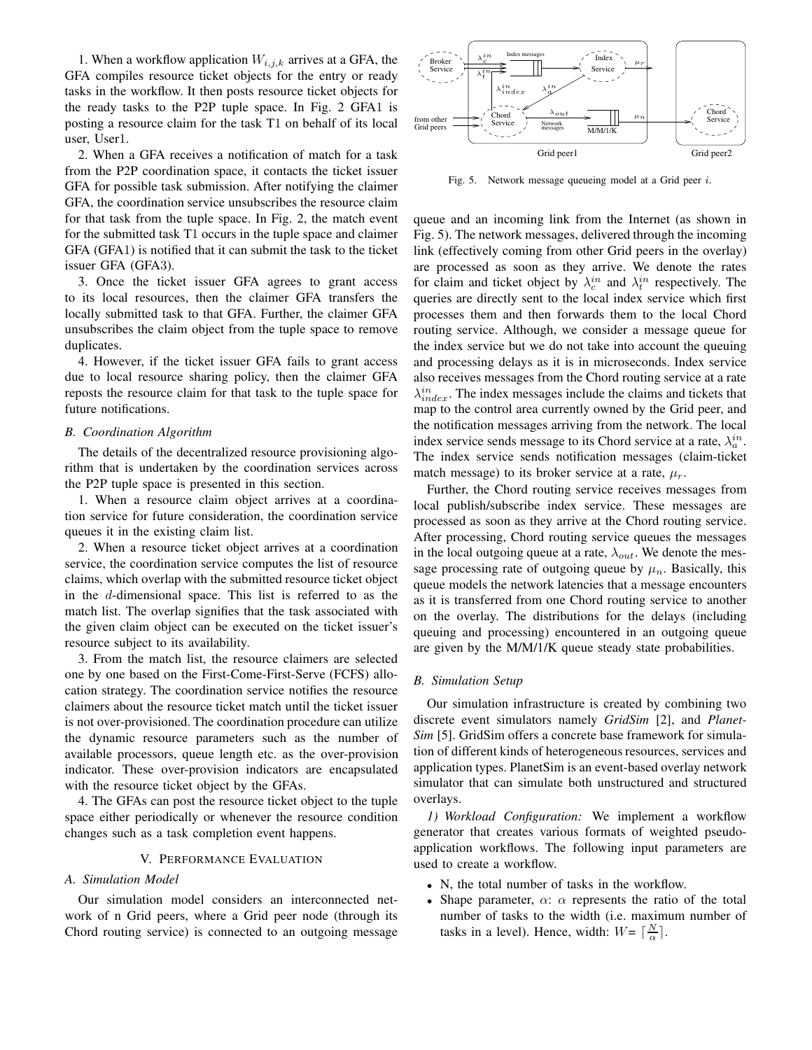1. When a workflow application $W_{i,j,k}$ arrives at a GFA, the GFA compiles resource ticket objects for the entry or ready tasks in the workflow. It then posts resource ticket objects for the ready tasks to the P2P tuple space. In Fig. 2 GFA1 is posting a resource claim for the task T1 on behalf of its local user, User1.

2. When a GFA receives a notification of match for a task from the P2P coordination space, it contacts the ticket issuer GFA for possible task submission. After notifying the claimer GFA, the coordination service unsubscribes the resource claim for that task from the tuple space. In Fig. 2, the match event for the submitted task T1 occurs in the tuple space and claimer GFA (GFA1) is notified that it can submit the task to the ticket issuer GFA (GFA3).

3. Once the ticket issuer GFA agrees to grant access to its local resources, then the claimer GFA transfers the locally submitted task to that GFA. Further, the claimer GFA unsubscribes the claim object from the tuple space to remove duplicates.

4. However, if the ticket issuer GFA fails to grant access due to local resource sharing policy, then the claimer GFA reposts the resource claim for that task to the tuple space for future notifications.

### B. Coordination Algorithm

The details of the decentralized resource provisioning algorithm that is undertaken by the coordination services across the P2P tuple space is presented in this section.

1. When a resource claim object arrives at a coordination service for future consideration, the coordination service queues it in the existing claim list.

2. When a resource ticket object arrives at a coordination service, the coordination service computes the list of resource claims, which overlap with the submitted resource ticket object in the $d$-dimensional space. This list is referred to as the match list. The overlap signifies that the task associated with the given claim object can be executed on the ticket issuer's resource subject to its availability.

3. From the match list, the resource claimers are selected one by one based on the First-Come-First-Serve (FCFS) allocation strategy. The coordination service notifies the resource claimers about the resource ticket match until the ticket issuer is not over-provisioned. The coordination procedure can utilize the dynamic resource parameters such as the number of available processors, queue length etc. as the over-provision indicator. These over-provision indicators are encapsulated with the resource ticket object by the GFAs.

4. The GFAs can post the resource ticket object to the tuple space either periodically or whenever the resource condition changes such as a task completion event happens.

## V. Performance Evaluation

### A. Simulation Model

Our simulation model considers an interconnected network of n Grid peers, where a Grid peer node (through its Chord routing service) is connected to an outgoing message queue and an incoming link from the Internet (as shown in Fig. 5). The network messages, delivered through the incoming link (effectively coming from other Grid peers in the overlay) are processed as soon as they arrive. We denote the rates for claim and ticket object by $\lambda_c^{in}$ and $\lambda_t^{in}$ respectively. The queries are directly sent to the local index service which first processes them and then forwards them to the local Chord routing service. Although, we consider a message queue for the index service but we do not take into account the queing and processing delays as it is in microseconds. Index service also receives messages from the Chord routing service at a rate $\lambda_{index}^{in}$. The index messages include the claims and tickets that map to the control area currently owned by the Grid peer, and the notification messages arriving from the network. The local index service sends message to its Chord service at a rate, $\lambda_a^{in}$. The index service sends notification messages (claim-ticket match message) to its broker service at a rate, $\mu_r$.

Fig. 5. Network message queueing model at a Grid peer $i$.

Further, the Chord routing service receives messages from local publish/subscribe index service. These messages are processed as soon as they arrive at the Chord routing service. After processing, Chord routing service queues the messages in the local outgoing queue at a rate, $\lambda_{out}$. We denote the message processing rate of outgoing queue by $\mu_n$. Basically, this queue models the network latencies that a message encounters as it is transferred from one Chord routing service to another on the overlay. The distributions for the delays (including queuing and processing) encountered in an outgoing queue are given by the M/M/1/K queue steady state probabilities.

### B. Simulation Setup

Our simulation infrastructure is created by combining two discrete event simulators namely *GridSim* [2], and *PlanetSim* [5]. GridSim offers a concrete base framework for simulation of different kinds of heterogeneous resources, services and application types. PlanetSim is an event-based overlay network simulator that can simulate both unstructured and structured overlays.

*1) Workload Configuration:* We implement a workflow generator that creates various formats of weighted pseudo-application workflows. The following input parameters are used to create a workflow.

- N, the total number of tasks in the workflow.
- Shape parameter, $\alpha$: $\alpha$ represents the ratio of the total number of tasks to the width (i.e. maximum number of tasks in a level). Hence, width: $W = \lceil \frac{N}{\alpha} \rceil$.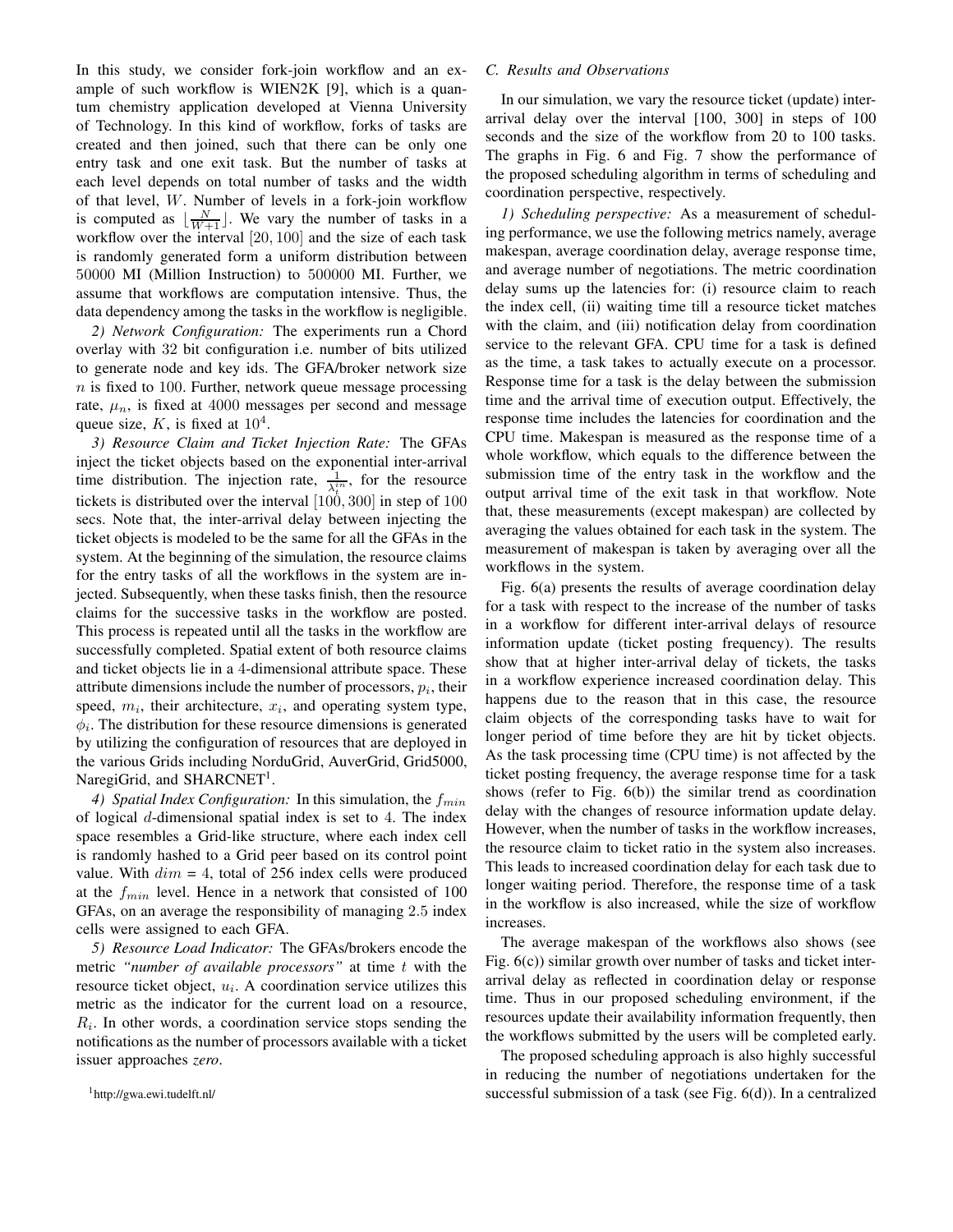In this study, we consider fork-join workflow and an example of such workflow is WIEN2K [9], which is a quantum chemistry application developed at Vienna University of Technology. In this kind of workflow, forks of tasks are created and then joined, such that there can be only one entry task and one exit task. But the number of tasks at each level depends on total number of tasks and the width of that level, $W$. Number of levels in a fork-join workflow is computed as $\lfloor \frac{N}{W+1} \rfloor$. We vary the number of tasks in a workflow over the interval $[20, 100]$ and the size of each task is randomly generated form a uniform distribution between $50000$ MI (Million Instruction) to $500000$ MI. Further, we assume that workflows are computation intensive. Thus, the data dependency among the tasks in the workflow is negligible.

*2) Network Configuration:* The experiments run a Chord overlay with $32$ bit configuration i.e. number of bits utilized to generate node and key ids. The GFA/broker network size $n$ is fixed to $100$. Further, network queue message processing rate, $\mu_n$, is fixed at $4000$ messages per second and message queue size, $K$, is fixed at $10^4$.

*3) Resource Claim and Ticket Injection Rate:* The GFAs inject the ticket objects based on the exponential inter-arrival time distribution. The injection rate, $\frac{1}{\lambda_t^{in}}$, for the resource tickets is distributed over the interval $[100, 300]$ in step of $100$ secs. Note that, the inter-arrival delay between injecting the ticket objects is modeled to be the same for all the GFAs in the system. At the beginning of the simulation, the resource claims for the entry tasks of all the workflows in the system are injected. Subsequently, when these tasks finish, then the resource claims for the successive tasks in the workflow are posted. This process is repeated until all the tasks in the workflow are successfully completed. Spatial extent of both resource claims and ticket objects lie in a $4$-dimensional attribute space. These attribute dimensions include the number of processors, $p_i$, their speed, $m_i$, their architecture, $x_i$, and operating system type, $\phi_i$. The distribution for these resource dimensions is generated by utilizing the configuration of resources that are deployed in the various Grids including NorduGrid, AuverGrid, Grid5000, NaregiGrid, and SHARCNET[1].

*4) Spatial Index Configuration:* In this simulation, the $f_{min}$ of logical $d$-dimensional spatial index is set to $4$. The index space resembles a Grid-like structure, where each index cell is randomly hashed to a Grid peer based on its control point value. With $dim$ = $4$, total of $256$ index cells were produced at the $f_{min}$ level. Hence in a network that consisted of 100 GFAs, on an average the responsibility of managing $2.5$ index cells were assigned to each GFA.

*5) Resource Load Indicator:* The GFAs/brokers encode the metric *"number of available processors"* at time $t$ with the resource ticket object, $u_i$. A coordination service utilizes this metric as the indicator for the current load on a resource, $R_i$. In other words, a coordination service stops sending the notifications as the number of processors available with a ticket issuer approaches *zero*.

[1] http://gwa.ewi.tudelft.nl/

### *C. Results and Observations*

In our simulation, we vary the resource ticket (update) inter-arrival delay over the interval [100, 300] in steps of 100 seconds and the size of the workflow from 20 to 100 tasks. The graphs in Fig. 6 and Fig. 7 show the performance of the proposed scheduling algorithm in terms of scheduling and coordination perspective, respectively.

*1) Scheduling perspective:* As a measurement of scheduling performance, we use the following metrics namely, average makespan, average coordination delay, average response time, and average number of negotiations. The metric coordination delay sums up the latencies for: (i) resource claim to reach the index cell, (ii) waiting time till a resource ticket matches with the claim, and (iii) notification delay from coordination service to the relevant GFA. CPU time for a task is defined as the time, a task takes to actually execute on a processor. Response time for a task is the delay between the submission time and the arrival time of execution output. Effectively, the response time includes the latencies for coordination and the CPU time. Makespan is measured as the response time of a whole workflow, which equals to the difference between the submission time of the entry task in the workflow and the output arrival time of the exit task in that workflow. Note that, these measurements (except makespan) are collected by averaging the values obtained for each task in the system. The measurement of makespan is taken by averaging over all the workflows in the system.

Fig. 6(a) presents the results of average coordination delay for a task with respect to the increase of the number of tasks in a workflow for different inter-arrival delays of resource information update (ticket posting frequency). The results show that at higher inter-arrival delay of tickets, the tasks in a workflow experience increased coordination delay. This happens due to the reason that in this case, the resource claim objects of the corresponding tasks have to wait for longer period of time before they are hit by ticket objects. As the task processing time (CPU time) is not affected by the ticket posting frequency, the average response time for a task shows (refer to Fig. 6(b)) the similar trend as coordination delay with the changes of resource information update delay. However, when the number of tasks in the workflow increases, the resource claim to ticket ratio in the system also increases. This leads to increased coordination delay for each task due to longer waiting period. Therefore, the response time of a task in the workflow is also increased, while the size of workflow increases.

The average makespan of the workflows also shows (see Fig. 6(c)) similar growth over number of tasks and ticket inter-arrival delay as reflected in coordination delay or response time. Thus in our proposed scheduling environment, if the resources update their availability information frequently, then the workflows submitted by the users will be completed early.

The proposed scheduling approach is also highly successful in reducing the number of negotiations undertaken for the successful submission of a task (see Fig. 6(d)). In a centralized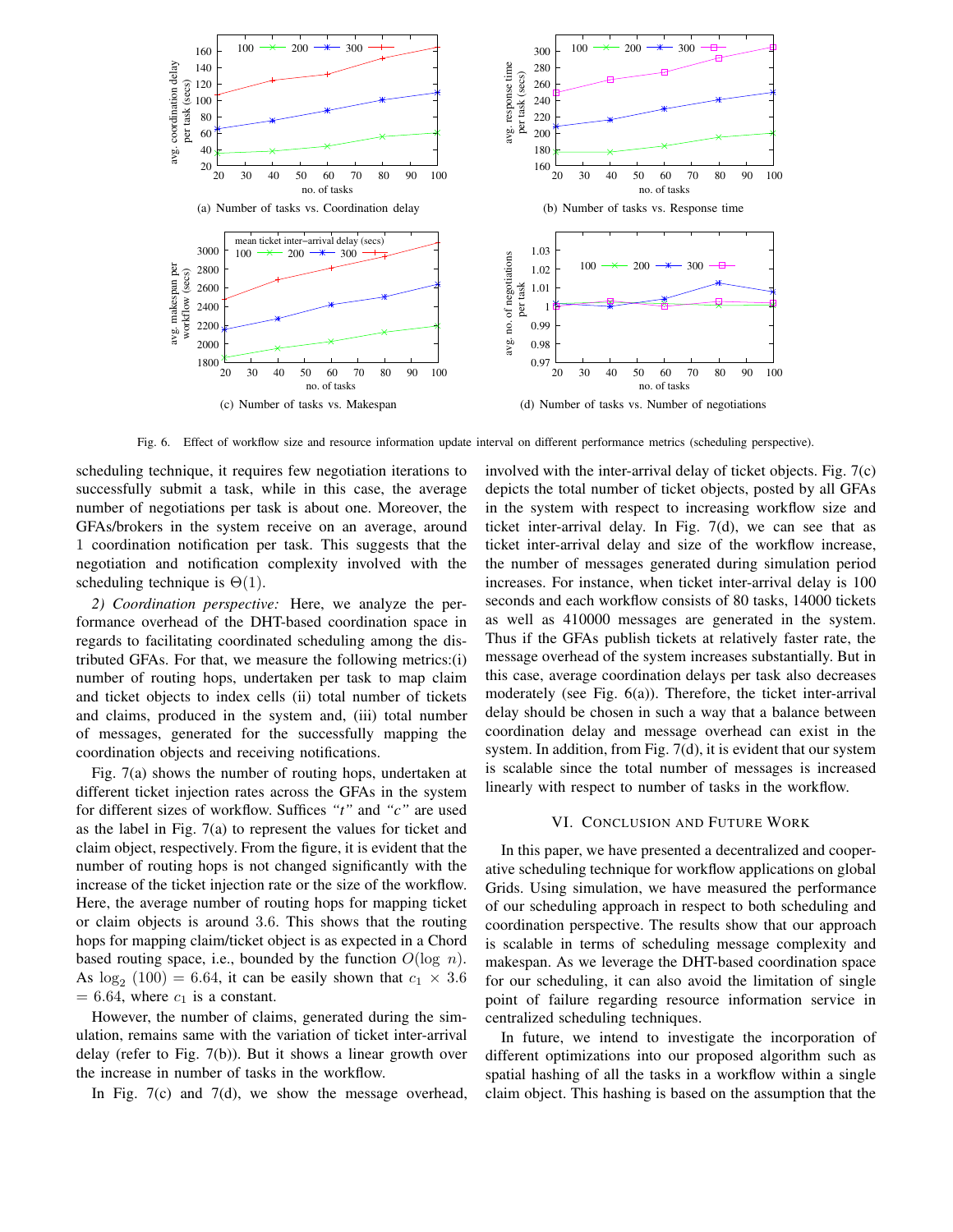Fig. 6. Effect of workflow size and resource information update interval on different performance metrics (scheduling perspective).

(a) Number of tasks vs. Coordination delay

(b) Number of tasks vs. Response time

(c) Number of tasks vs. Makespan

(d) Number of tasks vs. Number of negotiations

scheduling technique, it requires few negotiation iterations to successfully submit a task, while in this case, the average number of negotiations per task is about one. Moreover, the GFAs/brokers in the system receive on an average, around 1 coordination notification per task. This suggests that the negotiation and notification complexity involved with the scheduling technique is $\Theta(1)$.

*2) Coordination perspective:* Here, we analyze the performance overhead of the DHT-based coordination space in regards to facilitating coordinated scheduling among the distributed GFAs. For that, we measure the following metrics:(i) number of routing hops, undertaken per task to map claim and ticket objects to index cells (ii) total number of tickets and claims, produced in the system and, (iii) total number of messages, generated for the successfully mapping the coordination objects and receiving notifications.

Fig. 7(a) shows the number of routing hops, undertaken at different ticket injection rates across the GFAs in the system for different sizes of workflow. Suffices *"t"* and *"c"* are used as the label in Fig. 7(a) to represent the values for ticket and claim object, respectively. From the figure, it is evident that the number of routing hops is not changed significantly with the increase of the ticket injection rate or the size of the workflow. Here, the average number of routing hops for mapping ticket or claim objects is around 3.6. This shows that the routing hops for mapping claim/ticket object is as expected in a Chord based routing space, i.e., bounded by the function $O(\log\ n)$. As $\log_2\ (100) = 6.64$, it can be easily shown that $c_1\ \times\ 3.6 = 6.64$, where $c_1$ is a constant.

However, the number of claims, generated during the simulation, remains same with the variation of ticket inter-arrival delay (refer to Fig. 7(b)). But it shows a linear growth over the increase in number of tasks in the workflow.

In Fig. 7(c) and 7(d), we show the message overhead, involved with the inter-arrival delay of ticket objects. Fig. 7(c) depicts the total number of ticket objects, posted by all GFAs in the system with respect to increasing workflow size and ticket inter-arrival delay. In Fig. 7(d), we can see that as ticket inter-arrival delay and size of the workflow increase, the number of messages generated during simulation period increases. For instance, when ticket inter-arrival delay is 100 seconds and each workflow consists of 80 tasks, 14000 tickets as well as 410000 messages are generated in the system. Thus if the GFAs publish tickets at relatively faster rate, the message overhead of the system increases substantially. But in this case, average coordination delays per task also decreases moderately (see Fig. 6(a)). Therefore, the ticket inter-arrival delay should be chosen in such a way that a balance between coordination delay and message overhead can exist in the system. In addition, from Fig. 7(d), it is evident that our system is scalable since the total number of messages is increased linearly with respect to number of tasks in the workflow.

## VI. Conclusion and Future Work

In this paper, we have presented a decentralized and cooperative scheduling technique for workflow applications on global Grids. Using simulation, we have measured the performance of our scheduling approach in respect to both scheduling and coordination perspective. The results show that our approach is scalable in terms of scheduling message complexity and makespan. As we leverage the DHT-based coordination space for our scheduling, it can also avoid the limitation of single point of failure regarding resource information service in centralized scheduling techniques.

In future, we intend to investigate the incorporation of different optimizations into our proposed algorithm such as spatial hashing of all the tasks in a workflow within a single claim object. This hashing is based on the assumption that the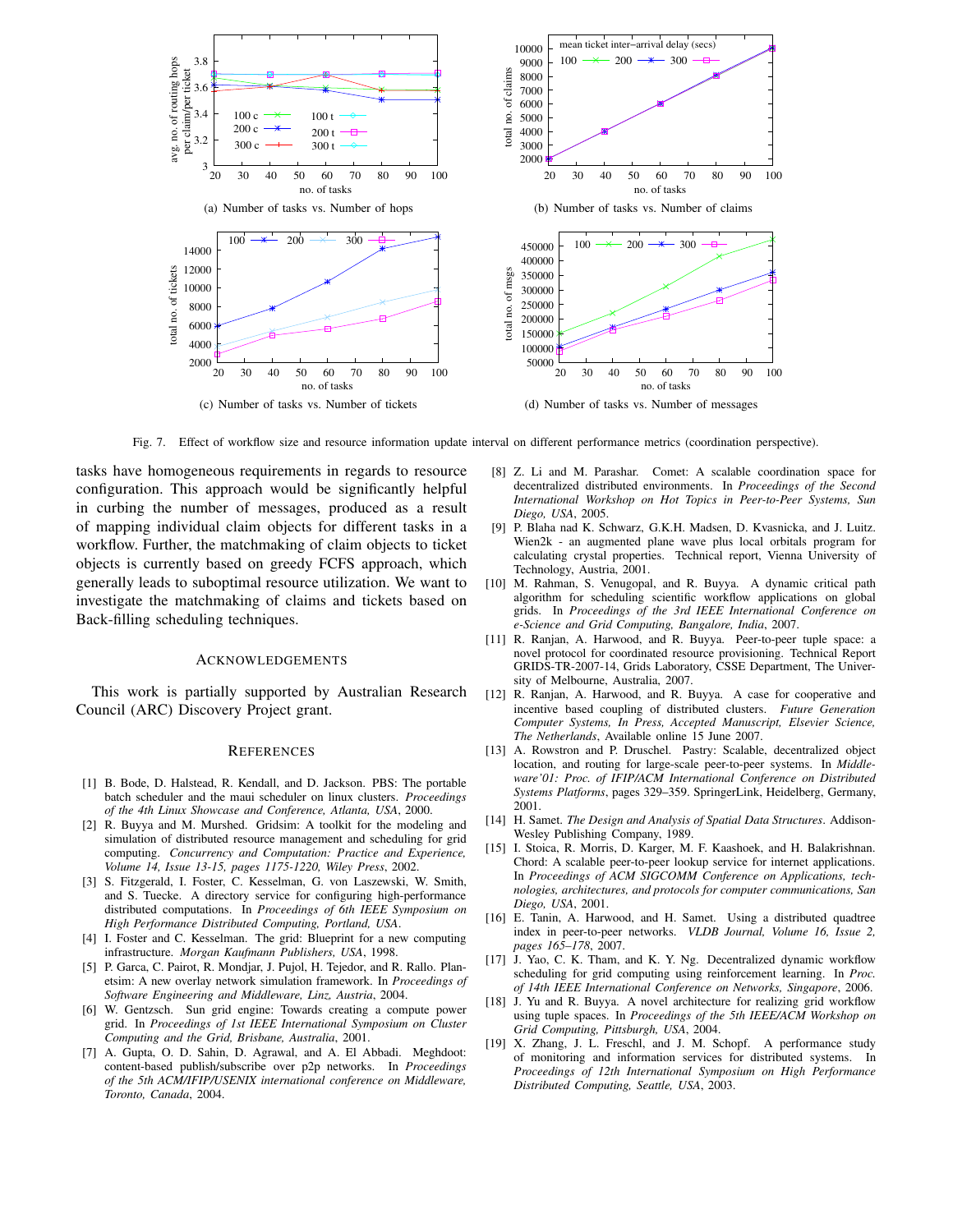avg. no. of routing hops per claim/per ticket

3.8
3.6
3.4
3.2
3

20 30 40 50 60 70 80 90 100

no. of tasks

100 c
200 c
300 c
100 t
200 t
300 t

(a) Number of tasks vs. Number of hops

total no. of claims

mean ticket inter-arrival delay (secs)
100 200 300

10000
9000
8000
7000
6000
5000
4000
3000
2000

20 30 40 50 60 70 80 90 100

no. of tasks

(b) Number of tasks vs. Number of claims

total no. of tickets

100 200 300

14000
12000
10000
8000
6000
4000
2000

20 30 40 50 60 70 80 90 100

no. of tasks

(c) Number of tasks vs. Number of tickets

total no. of msgs

100 200 300

450000
400000
350000
300000
250000
200000
150000
100000
50000

20 30 40 50 60 70 80 90 100

no. of tasks

(d) Number of tasks vs. Number of messages

Fig. 7. Effect of workflow size and resource information update interval on different performance metrics (coordination perspective).

tasks have homogeneous requirements in regards to resource configuration. This approach would be significantly helpful in curbing the number of messages, produced as a result of mapping individual claim objects for different tasks in a workflow. Further, the matchmaking of claim objects to ticket objects is currently based on greedy FCFS approach, which generally leads to suboptimal resource utilization. We want to investigate the matchmaking of claims and tickets based on Back-filling scheduling techniques.

## Acknowledgements

This work is partially supported by Australian Research Council (ARC) Discovery Project grant.

## References

[1] B. Bode, D. Halstead, R. Kendall, and D. Jackson. PBS: The portable batch scheduler and the maui scheduler on linux clusters. *Proceedings of the 4th Linux Showcase and Conference, Atlanta, USA*, 2000.

[2] R. Buyya and M. Murshed. Gridsim: A toolkit for the modeling and simulation of distributed resource management and scheduling for grid computing. *Concurrency and Computation: Practice and Experience, Volume 14, Issue 13-15, pages 1175-1220, Wiley Press*, 2002.

[3] S. Fitzgerald, I. Foster, C. Kesselman, G. von Laszewski, W. Smith, and S. Tuecke. A directory service for configuring high-performance distributed computations. In *Proceedings of 6th IEEE Symposium on High Performance Distributed Computing, Portland, USA*.

[4] I. Foster and C. Kesselman. The grid: Blueprint for a new computing infrastructure. *Morgan Kaufmann Publishers, USA*, 1998.

[5] P. Garca, C. Pairot, R. Mondjar, J. Pujol, H. Tejedor, and R. Rallo. Planetsim: A new overlay network simulation framework. In *Proceedings of Software Engineering and Middleware, Linz, Austria*, 2004.

[6] W. Gentzsch. Sun grid engine: Towards creating a compute power grid. In *Proceedings of 1st IEEE International Symposium on Cluster Computing and the Grid, Brisbane, Australia*, 2001.

[7] A. Gupta, O. D. Sahin, D. Agrawal, and A. El Abbadi. Meghdoot: content-based publish/subscribe over p2p networks. In *Proceedings of the 5th ACM/IFIP/USENIX international conference on Middleware, Toronto, Canada*, 2004.

[8] Z. Li and M. Parashar. Comet: A scalable coordination space for decentralized distributed environments. In *Proceedings of the Second International Workshop on Hot Topics in Peer-to-Peer Systems, Sun Diego, USA*, 2005.

[9] P. Blaha nad K. Schwarz, G.K.H. Madsen, D. Kvasnicka, and J. Luitz. Wien2k - an augmented plane wave plus local orbitals program for calculating crystal properties. Technical report, Vienna University of Technology, Austria, 2001.

[10] M. Rahman, S. Venugopal, and R. Buyya. A dynamic critical path algorithm for scheduling scientific workflow applications on global grids. In *Proceedings of the 3rd IEEE International Conference on e-Science and Grid Computing, Bangalore, India*, 2007.

[11] R. Ranjan, A. Harwood, and R. Buyya. Peer-to-peer tuple space: a novel protocol for coordinated resource provisioning. Technical Report GRIDS-TR-2007-14, Grids Laboratory, CSSE Department, The University of Melbourne, Australia, 2007.

[12] R. Ranjan, A. Harwood, and R. Buyya. A case for cooperative and incentive based coupling of distributed clusters. *Future Generation Computer Systems, In Press, Accepted Manuscript, Elsevier Science, The Netherlands*, Available online 15 June 2007.

[13] A. Rowstron and P. Druschel. Pastry: Scalable, decentralized object location, and routing for large-scale peer-to-peer systems. In *Middleware'01: Proc. of IFIP/ACM International Conference on Distributed Systems Platforms*, pages 329–359. SpringerLink, Heidelberg, Germany, 2001.

[14] H. Samet. *The Design and Analysis of Spatial Data Structures*. Addison-Wesley Publishing Company, 1989.

[15] I. Stoica, R. Morris, D. Karger, M. F. Kaashoek, and H. Balakrishnan. Chord: A scalable peer-to-peer lookup service for internet applications. In *Proceedings of ACM SIGCOMM Conference on Applications, technologies, architectures, and protocols for computer communications, San Diego, USA*, 2001.

[16] E. Tanin, A. Harwood, and H. Samet. Using a distributed quadtree index in peer-to-peer networks. *VLDB Journal, Volume 16, Issue 2, pages 165–178*, 2007.

[17] J. Yao, C. K. Tham, and K. Y. Ng. Decentralized dynamic workflow scheduling for grid computing using reinforcement learning. In *Proc. of 14th IEEE International Conference on Networks, Singapore*, 2006.

[18] J. Yu and R. Buyya. A novel architecture for realizing grid workflow using tuple spaces. In *Proceedings of the 5th IEEE/ACM Workshop on Grid Computing, Pittsburgh, USA*, 2004.

[19] X. Zhang, J. L. Freschl, and J. M. Schopf. A performance study of monitoring and information services for distributed systems. In *Proceedings of 12th International Symposium on High Performance Distributed Computing, Seattle, USA*, 2003.